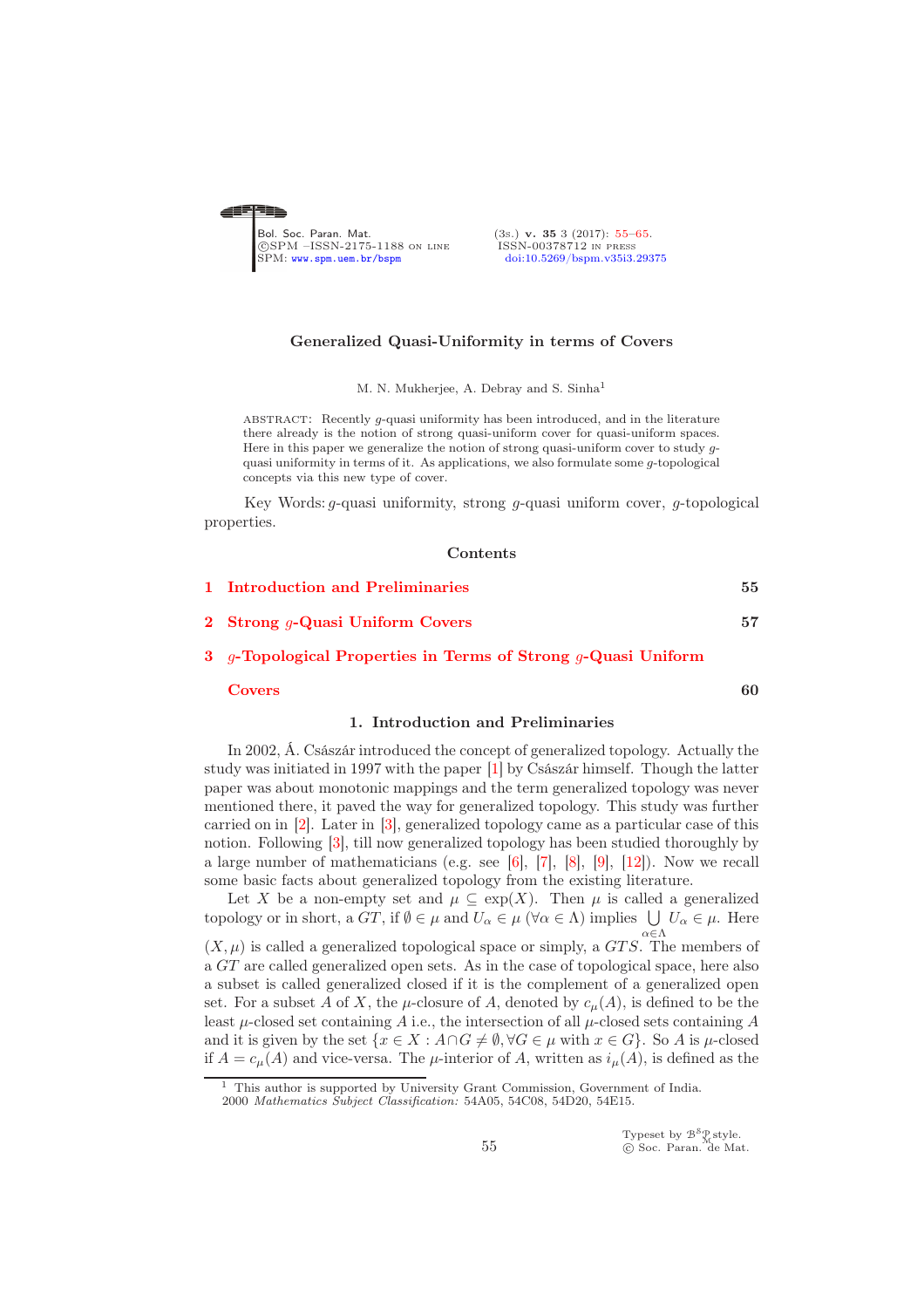# Generalized Quasi-Uniformity in terms of Covers

M. N. Mukherjee, A. Debray and S. Sinha[1]

ABSTRACT: Recently $g$-quasi uniformity has been introduced, and in the literature there already is the notion of strong quasi-uniform cover for quasi-uniform spaces. Here in this paper we generalize the notion of strong quasi-uniform cover to study $g$-quasi uniformity in terms of it. As applications, we also formulate some $g$-topological concepts via this new type of cover.

Key Words: $g$-quasi uniformity, strong $g$-quasi uniform cover, $g$-topological properties.

## Contents

1 Introduction and Preliminaries — 55

2 Strong $g$-Quasi Uniform Covers — 57

3 $g$-Topological Properties in Terms of Strong $g$-Quasi Uniform Covers — 60

## 1. Introduction and Preliminaries

In 2002, Á. Császár introduced the concept of generalized topology. Actually the study was initiated in 1997 with the paper [1] by Császár himself. Though the latter paper was about monotonic mappings and the term generalized topology was never mentioned there, it paved the way for generalized topology. This study was further carried on in [2]. Later in [3], generalized topology came as a particular case of this notion. Following [3], till now generalized topology has been studied thoroughly by a large number of mathematicians (e.g. see [6], [7], [8], [9], [12]). Now we recall some basic facts about generalized topology from the existing literature.

Let $X$ be a non-empty set and $\mu \subseteq \exp(X)$. Then $\mu$ is called a generalized topology or in short, a $GT$, if $\emptyset \in \mu$ and $U_\alpha \in \mu$ $(\forall \alpha \in \Lambda)$ implies $\bigcup\limits_{\alpha \in \Lambda} U_\alpha \in \mu$. Here $(X, \mu)$ is called a generalized topological space or simply, a $GTS$. The members of a $GT$ are called generalized open sets. As in the case of topological space, here also a subset is called generalized closed if it is the complement of a generalized open set. For a subset $A$ of $X$, the $\mu$-closure of $A$, denoted by $c_\mu(A)$, is defined to be the least $\mu$-closed set containing $A$ i.e., the intersection of all $\mu$-closed sets containing $A$ and it is given by the set $\{x \in X : A \cap G \neq \emptyset, \forall G \in \mu \text{ with } x \in G\}$. So $A$ is $\mu$-closed if $A = c_\mu(A)$ and vice-versa. The $\mu$-interior of $A$, written as $i_\mu(A)$, is defined as the

[1] This author is supported by University Grant Commission, Government of India.
2000 *Mathematics Subject Classification:* 54A05, 54C08, 54D20, 54E15.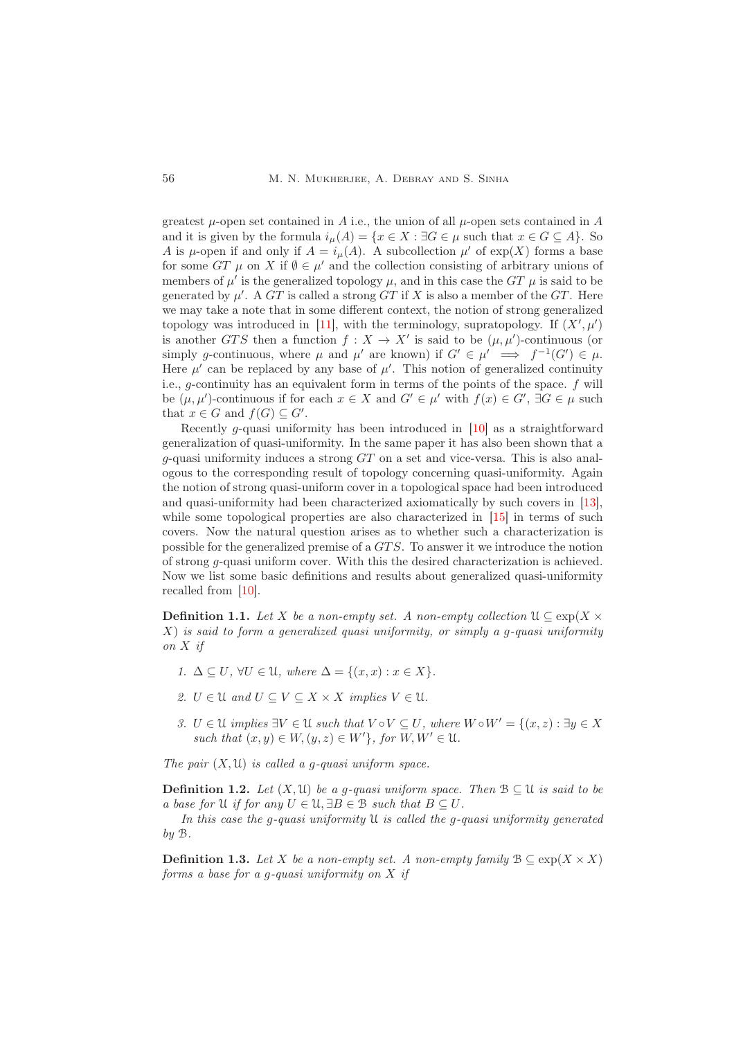greatest $\mu$-open set contained in $A$ i.e., the union of all $\mu$-open sets contained in $A$ and it is given by the formula $i_\mu(A) = \{x \in X : \exists G \in \mu \text{ such that } x \in G \subseteq A\}$. So $A$ is $\mu$-open if and only if $A = i_\mu(A)$. A subcollection $\mu'$ of $\exp(X)$ forms a base for some $GT$ $\mu$ on $X$ if $\emptyset \in \mu'$ and the collection consisting of arbitrary unions of members of $\mu'$ is the generalized topology $\mu$, and in this case the $GT$ $\mu$ is said to be generated by $\mu'$. A $GT$ is called a strong $GT$ if $X$ is also a member of the $GT$. Here we may take a note that in some different context, the notion of strong generalized topology was introduced in [11], with the terminology, supratopology. If $(X', \mu')$ is another $GTS$ then a function $f : X \to X'$ is said to be $(\mu, \mu')$-continuous (or simply $g$-continuous, where $\mu$ and $\mu'$ are known) if $G' \in \mu' \implies f^{-1}(G') \in \mu$. Here $\mu'$ can be replaced by any base of $\mu'$. This notion of generalized continuity i.e., $g$-continuity has an equivalent form in terms of the points of the space. $f$ will be $(\mu, \mu')$-continuous if for each $x \in X$ and $G' \in \mu'$ with $f(x) \in G'$, $\exists G \in \mu$ such that $x \in G$ and $f(G) \subseteq G'$.

Recently $g$-quasi uniformity has been introduced in [10] as a straightforward generalization of quasi-uniformity. In the same paper it has also been shown that a $g$-quasi uniformity induces a strong $GT$ on a set and vice-versa. This is also analogous to the corresponding result of topology concerning quasi-uniformity. Again the notion of strong quasi-uniform cover in a topological space had been introduced and quasi-uniformity had been characterized axiomatically by such covers in [13], while some topological properties are also characterized in [15] in terms of such covers. Now the natural question arises as to whether such a characterization is possible for the generalized premise of a $GTS$. To answer it we introduce the notion of strong $g$-quasi uniform cover. With this the desired characterization is achieved. Now we list some basic definitions and results about generalized quasi-uniformity recalled from [10].

**Definition 1.1.** *Let $X$ be a non-empty set. A non-empty collection $\mathcal{U} \subseteq \exp(X \times X)$ is said to form a generalized quasi uniformity, or simply a g-quasi uniformity on $X$ if*

1. *$\Delta \subseteq U$, $\forall U \in \mathcal{U}$, where $\Delta = \{(x, x) : x \in X\}$.*
2. *$U \in \mathcal{U}$ and $U \subseteq V \subseteq X \times X$ implies $V \in \mathcal{U}$.*
3. *$U \in \mathcal{U}$ implies $\exists V \in \mathcal{U}$ such that $V \circ V \subseteq U$, where $W \circ W' = \{(x, z) : \exists y \in X$ such that $(x, y) \in W, (y, z) \in W'\}$, for $W, W' \in \mathcal{U}$.*

*The pair $(X, \mathcal{U})$ is called a g-quasi uniform space.*

**Definition 1.2.** *Let $(X, \mathcal{U})$ be a g-quasi uniform space. Then $\mathcal{B} \subseteq \mathcal{U}$ is said to be a base for $\mathcal{U}$ if for any $U \in \mathcal{U}, \exists B \in \mathcal{B}$ such that $B \subseteq U$.*

*In this case the g-quasi uniformity $\mathcal{U}$ is called the g-quasi uniformity generated by $\mathcal{B}$.*

**Definition 1.3.** *Let $X$ be a non-empty set. A non-empty family $\mathcal{B} \subseteq \exp(X \times X)$ forms a base for a g-quasi uniformity on $X$ if*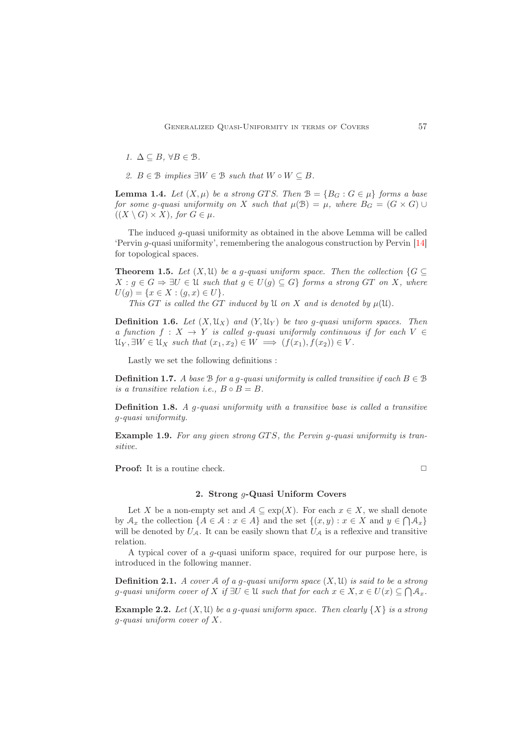1. $\Delta \subseteq B$, $\forall B \in \mathcal{B}$.

2. $B \in \mathcal{B}$ *implies* $\exists W \in \mathcal{B}$ *such that* $W \circ W \subseteq B$.

**Lemma 1.4.** *Let* $(X, \mu)$ *be a strong GTS. Then* $\mathcal{B} = \{B_G : G \in \mu\}$ *forms a base for some g-quasi uniformity on* $X$ *such that* $\mu(\mathcal{B}) = \mu$, *where* $B_G = (G \times G) \cup ((X \setminus G) \times X)$, *for* $G \in \mu$.

The induced $g$-quasi uniformity as obtained in the above Lemma will be called 'Pervin $g$-quasi uniformity', remembering the analogous construction by Pervin [14] for topological spaces.

**Theorem 1.5.** *Let* $(X, \mathcal{U})$ *be a g-quasi uniform space. Then the collection* $\{G \subseteq X : g \in G \Rightarrow \exists U \in \mathcal{U}$ *such that* $g \in U(g) \subseteq G\}$ *forms a strong GT on* $X$, *where* $U(g) = \{x \in X : (g, x) \in U\}$.

*This GT is called the GT induced by* $\mathcal{U}$ *on* $X$ *and is denoted by* $\mu(\mathcal{U})$.

**Definition 1.6.** *Let* $(X, \mathcal{U}_X)$ *and* $(Y, \mathcal{U}_Y)$ *be two g-quasi uniform spaces. Then a function* $f : X \to Y$ *is called g-quasi uniformly continuous if for each* $V \in \mathcal{U}_Y, \exists W \in \mathcal{U}_X$ *such that* $(x_1, x_2) \in W \implies (f(x_1), f(x_2)) \in V$.

Lastly we set the following definitions :

**Definition 1.7.** *A base* $\mathcal{B}$ *for a g-quasi uniformity is called transitive if each* $B \in \mathcal{B}$ *is a transitive relation i.e.,* $B \circ B = B$.

**Definition 1.8.** *A g-quasi uniformity with a transitive base is called a transitive g-quasi uniformity.*

**Example 1.9.** *For any given strong GTS, the Pervin g-quasi uniformity is transitive.*

**Proof:** It is a routine check. □

## 2. Strong $g$-Quasi Uniform Covers

Let $X$ be a non-empty set and $\mathcal{A} \subseteq \exp(X)$. For each $x \in X$, we shall denote by $\mathcal{A}_x$ the collection $\{A \in \mathcal{A} : x \in A\}$ and the set $\{(x, y) : x \in X \text{ and } y \in \bigcap \mathcal{A}_x\}$ will be denoted by $U_{\mathcal{A}}$. It can be easily shown that $U_{\mathcal{A}}$ is a reflexive and transitive relation.

A typical cover of a $g$-quasi uniform space, required for our purpose here, is introduced in the following manner.

**Definition 2.1.** *A cover* $\mathcal{A}$ *of a g-quasi uniform space* $(X, \mathcal{U})$ *is said to be a strong g-quasi uniform cover of* $X$ *if* $\exists U \in \mathcal{U}$ *such that for each* $x \in X, x \in U(x) \subseteq \bigcap \mathcal{A}_x$.

**Example 2.2.** *Let* $(X, \mathcal{U})$ *be a g-quasi uniform space. Then clearly* $\{X\}$ *is a strong g-quasi uniform cover of* $X$.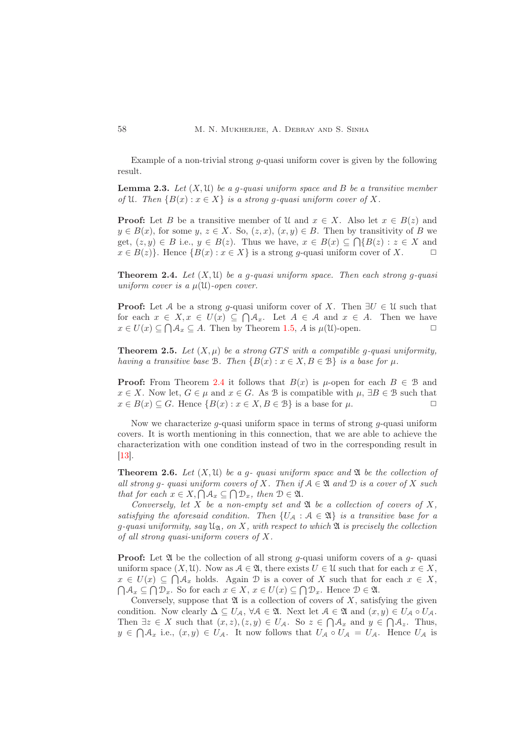Example of a non-trivial strong $g$-quasi uniform cover is given by the following result.

**Lemma 2.3.** *Let $(X, \mathcal{U})$ be a $g$-quasi uniform space and $B$ be a transitive member of $\mathcal{U}$. Then $\{B(x) : x \in X\}$ is a strong $g$-quasi uniform cover of $X$.*

**Proof:** Let $B$ be a transitive member of $\mathcal{U}$ and $x \in X$. Also let $x \in B(z)$ and $y \in B(x)$, for some $y, z \in X$. So, $(z, x), (x, y) \in B$. Then by transitivity of $B$ we get, $(z, y) \in B$ i.e., $y \in B(z)$. Thus we have, $x \in B(x) \subseteq \bigcap\{B(z) : z \in X$ and $x \in B(z)\}$. Hence $\{B(x) : x \in X\}$ is a strong $g$-quasi uniform cover of $X$. □

**Theorem 2.4.** *Let $(X, \mathcal{U})$ be a $g$-quasi uniform space. Then each strong $g$-quasi uniform cover is a $\mu(\mathcal{U})$-open cover.*

**Proof:** Let $\mathcal{A}$ be a strong $g$-quasi uniform cover of $X$. Then $\exists U \in \mathcal{U}$ such that for each $x \in X, x \in U(x) \subseteq \bigcap \mathcal{A}_x$. Let $A \in \mathcal{A}$ and $x \in A$. Then we have $x \in U(x) \subseteq \bigcap \mathcal{A}_x \subseteq A$. Then by Theorem 1.5, $A$ is $\mu(\mathcal{U})$-open. □

**Theorem 2.5.** *Let $(X, \mu)$ be a strong GTS with a compatible $g$-quasi uniformity, having a transitive base $\mathcal{B}$. Then $\{B(x) : x \in X, B \in \mathcal{B}\}$ is a base for $\mu$.*

**Proof:** From Theorem 2.4 it follows that $B(x)$ is $\mu$-open for each $B \in \mathcal{B}$ and $x \in X$. Now let, $G \in \mu$ and $x \in G$. As $\mathcal{B}$ is compatible with $\mu$, $\exists B \in \mathcal{B}$ such that $x \in B(x) \subseteq G$. Hence $\{B(x) : x \in X, B \in \mathcal{B}\}$ is a base for $\mu$. □

Now we characterize $g$-quasi uniform space in terms of strong $g$-quasi uniform covers. It is worth mentioning in this connection, that we are able to achieve the characterization with one condition instead of two in the corresponding result in [13].

**Theorem 2.6.** *Let $(X, \mathcal{U})$ be a $g$- quasi uniform space and $\mathfrak{A}$ be the collection of all strong $g$- quasi uniform covers of $X$. Then if $\mathcal{A} \in \mathfrak{A}$ and $\mathcal{D}$ is a cover of $X$ such that for each $x \in X, \bigcap \mathcal{A}_x \subseteq \bigcap \mathcal{D}_x$, then $\mathcal{D} \in \mathfrak{A}$.*

*Conversely, let $X$ be a non-empty set and $\mathfrak{A}$ be a collection of covers of $X$, satisfying the aforesaid condition. Then $\{U_{\mathcal{A}} : \mathcal{A} \in \mathfrak{A}\}$ is a transitive base for a $g$-quasi uniformity, say $\mathcal{U}_{\mathfrak{A}}$, on $X$, with respect to which $\mathfrak{A}$ is precisely the collection of all strong quasi-uniform covers of $X$.*

**Proof:** Let $\mathfrak{A}$ be the collection of all strong $g$-quasi uniform covers of a $g$- quasi uniform space $(X, \mathcal{U})$. Now as $\mathcal{A} \in \mathfrak{A}$, there exists $U \in \mathcal{U}$ such that for each $x \in X$, $x \in U(x) \subseteq \bigcap \mathcal{A}_x$ holds. Again $\mathcal{D}$ is a cover of $X$ such that for each $x \in X$, $\bigcap \mathcal{A}_x \subseteq \bigcap \mathcal{D}_x$. So for each $x \in X$, $x \in U(x) \subseteq \bigcap \mathcal{D}_x$. Hence $\mathcal{D} \in \mathfrak{A}$.

Conversely, suppose that $\mathfrak{A}$ is a collection of covers of $X$, satisfying the given condition. Now clearly $\Delta \subseteq U_{\mathcal{A}}$, $\forall \mathcal{A} \in \mathfrak{A}$. Next let $\mathcal{A} \in \mathfrak{A}$ and $(x, y) \in U_{\mathcal{A}} \circ U_{\mathcal{A}}$. Then $\exists z \in X$ such that $(x, z), (z, y) \in U_{\mathcal{A}}$. So $z \in \bigcap \mathcal{A}_x$ and $y \in \bigcap \mathcal{A}_z$. Thus, $y \in \bigcap \mathcal{A}_x$ i.e., $(x, y) \in U_{\mathcal{A}}$. It now follows that $U_{\mathcal{A}} \circ U_{\mathcal{A}} = U_{\mathcal{A}}$. Hence $U_{\mathcal{A}}$ is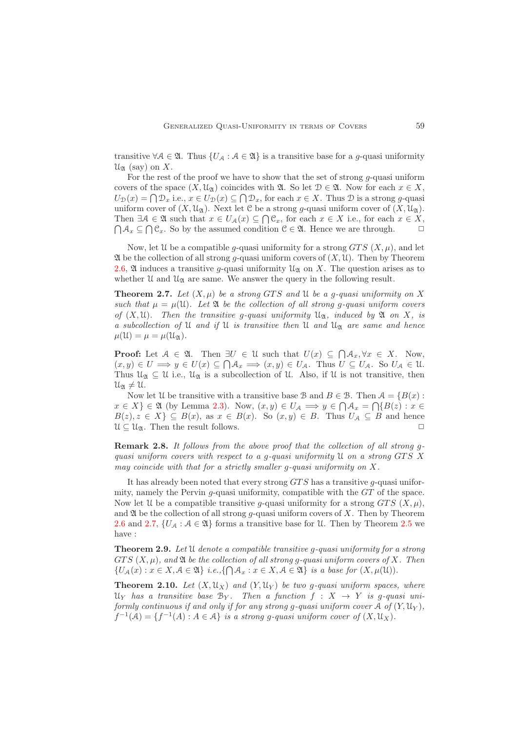transitive $\forall \mathcal{A} \in \mathfrak{A}$. Thus $\{U_{\mathcal{A}} : \mathcal{A} \in \mathfrak{A}\}$ is a transitive base for a $g$-quasi uniformity $\mathcal{U}_{\mathfrak{A}}$ (say) on $X$.

For the rest of the proof we have to show that the set of strong $g$-quasi uniform covers of the space $(X, \mathcal{U}_{\mathfrak{A}})$ coincides with $\mathfrak{A}$. So let $\mathcal{D} \in \mathfrak{A}$. Now for each $x \in X$, $U_{\mathcal{D}}(x) = \bigcap \mathcal{D}_x$ i.e., $x \in U_{\mathcal{D}}(x) \subseteq \bigcap \mathcal{D}_x$, for each $x \in X$. Thus $\mathcal{D}$ is a strong $g$-quasi uniform cover of $(X, \mathcal{U}_{\mathfrak{A}})$. Next let $\mathcal{C}$ be a strong $g$-quasi uniform cover of $(X, \mathcal{U}_{\mathfrak{A}})$. Then $\exists \mathcal{A} \in \mathfrak{A}$ such that $x \in U_{\mathcal{A}}(x) \subseteq \bigcap \mathcal{C}_x$, for each $x \in X$ i.e., for each $x \in X$, $\bigcap \mathcal{A}_x \subseteq \bigcap \mathcal{C}_x$. So by the assumed condition $\mathcal{C} \in \mathfrak{A}$. Hence we are through. □

Now, let $\mathcal{U}$ be a compatible $g$-quasi uniformity for a strong $GTS$ $(X, \mu)$, and let $\mathfrak{A}$ be the collection of all strong $g$-quasi uniform covers of $(X, \mathcal{U})$. Then by Theorem 2.6, $\mathfrak{A}$ induces a transitive $g$-quasi uniformity $\mathcal{U}_{\mathfrak{A}}$ on $X$. The question arises as to whether $\mathcal{U}$ and $\mathcal{U}_{\mathfrak{A}}$ are same. We answer the query in the following result.

**Theorem 2.7.** *Let $(X, \mu)$ be a strong $GTS$ and $\mathcal{U}$ be a $g$-quasi uniformity on $X$ such that $\mu = \mu(\mathcal{U})$. Let $\mathfrak{A}$ be the collection of all strong $g$-quasi uniform covers of $(X, \mathcal{U})$. Then the transitive $g$-quasi uniformity $\mathcal{U}_{\mathfrak{A}}$, induced by $\mathfrak{A}$ on $X$, is a subcollection of $\mathcal{U}$ and if $\mathcal{U}$ is transitive then $\mathcal{U}$ and $\mathcal{U}_{\mathfrak{A}}$ are same and hence $\mu(\mathcal{U}) = \mu = \mu(\mathcal{U}_{\mathfrak{A}})$.*

**Proof:** Let $\mathcal{A} \in \mathfrak{A}$. Then $\exists U \in \mathcal{U}$ such that $U(x) \subseteq \bigcap \mathcal{A}_x, \forall x \in X$. Now, $(x, y) \in U \implies y \in U(x) \subseteq \bigcap \mathcal{A}_x \implies (x, y) \in U_{\mathcal{A}}$. Thus $U \subseteq U_{\mathcal{A}}$. So $U_{\mathcal{A}} \in \mathcal{U}$. Thus $\mathcal{U}_{\mathfrak{A}} \subseteq \mathcal{U}$ i.e., $\mathcal{U}_{\mathfrak{A}}$ is a subcollection of $\mathcal{U}$. Also, if $\mathcal{U}$ is not transitive, then $\mathcal{U}_{\mathfrak{A}} \neq \mathcal{U}$.

Now let $\mathcal{U}$ be transitive with a transitive base $\mathcal{B}$ and $B \in \mathcal{B}$. Then $\mathcal{A} = \{B(x) : x \in X\} \in \mathfrak{A}$ (by Lemma 2.3). Now, $(x, y) \in U_{\mathcal{A}} \implies y \in \bigcap \mathcal{A}_x = \bigcap \{B(z) : x \in B(z), z \in X\} \subseteq B(x)$, as $x \in B(x)$. So $(x, y) \in B$. Thus $U_{\mathcal{A}} \subseteq B$ and hence $\mathcal{U} \subseteq \mathcal{U}_{\mathfrak{A}}$. Then the result follows. □

**Remark 2.8.** *It follows from the above proof that the collection of all strong $g$-quasi uniform covers with respect to a $g$-quasi uniformity $\mathcal{U}$ on a strong $GTS$ $X$ may coincide with that for a strictly smaller $g$-quasi uniformity on $X$.*

It has already been noted that every strong $GTS$ has a transitive $g$-quasi uniformity, namely the Pervin $g$-quasi uniformity, compatible with the $GT$ of the space. Now let $\mathcal{U}$ be a compatible transitive $g$-quasi uniformity for a strong $GTS$ $(X, \mu)$, and $\mathfrak{A}$ be the collection of all strong $g$-quasi uniform covers of $X$. Then by Theorem 2.6 and 2.7, $\{U_{\mathcal{A}} : \mathcal{A} \in \mathfrak{A}\}$ forms a transitive base for $\mathcal{U}$. Then by Theorem 2.5 we have :

**Theorem 2.9.** *Let $\mathcal{U}$ denote a compatible transitive $g$-quasi uniformity for a strong $GTS$ $(X, \mu)$, and $\mathfrak{A}$ be the collection of all strong $g$-quasi uniform covers of $X$. Then $\{U_{\mathcal{A}}(x) : x \in X, \mathcal{A} \in \mathfrak{A}\}$ i.e.,$\{\bigcap \mathcal{A}_x : x \in X, \mathcal{A} \in \mathfrak{A}\}$ is a base for $(X, \mu(\mathcal{U}))$.*

**Theorem 2.10.** *Let $(X, \mathcal{U}_X)$ and $(Y, \mathcal{U}_Y)$ be two $g$-quasi uniform spaces, where $\mathcal{U}_Y$ has a transitive base $\mathcal{B}_Y$. Then a function $f : X \to Y$ is $g$-quasi uniformly continuous if and only if for any strong $g$-quasi uniform cover $\mathcal{A}$ of $(Y, \mathcal{U}_Y)$, $f^{-1}(\mathcal{A}) = \{f^{-1}(A) : A \in \mathcal{A}\}$ is a strong $g$-quasi uniform cover of $(X, \mathcal{U}_X)$.*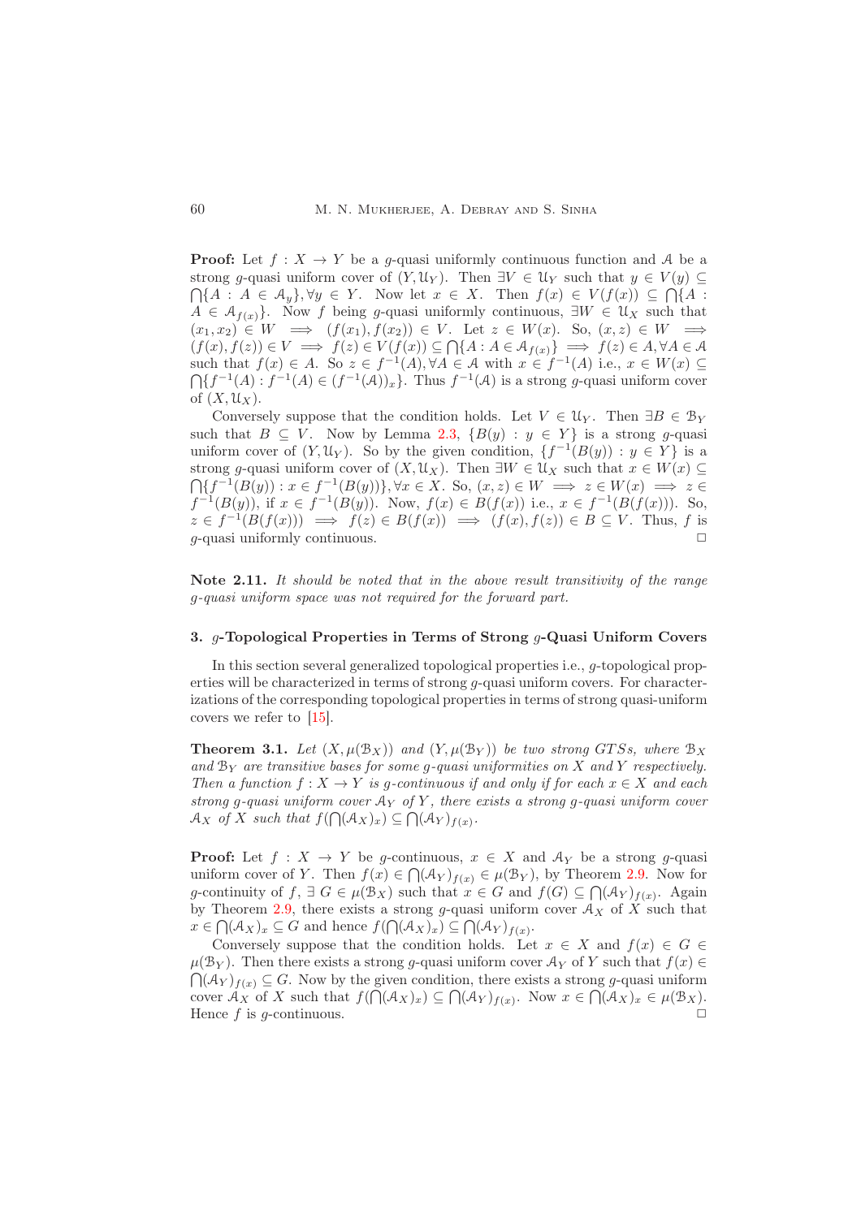**Proof:** Let $f : X \to Y$ be a $g$-quasi uniformly continuous function and $\mathcal{A}$ be a strong $g$-quasi uniform cover of $(Y, \mathcal{U}_Y)$. Then $\exists V \in \mathcal{U}_Y$ such that $y \in V(y) \subseteq \bigcap\{A : A \in \mathcal{A}_y\}, \forall y \in Y$. Now let $x \in X$. Then $f(x) \in V(f(x)) \subseteq \bigcap\{A : A \in \mathcal{A}_{f(x)}\}$. Now $f$ being $g$-quasi uniformly continuous, $\exists W \in \mathcal{U}_X$ such that $(x_1, x_2) \in W \implies (f(x_1), f(x_2)) \in V$. Let $z \in W(x)$. So, $(x, z) \in W \implies (f(x), f(z)) \in V \implies f(z) \in V(f(x)) \subseteq \bigcap\{A : A \in \mathcal{A}_{f(x)}\} \implies f(z) \in A, \forall A \in \mathcal{A}$ such that $f(x) \in A$. So $z \in f^{-1}(A), \forall A \in \mathcal{A}$ with $x \in f^{-1}(A)$ i.e., $x \in W(x) \subseteq \bigcap\{f^{-1}(A) : f^{-1}(A) \in (f^{-1}(\mathcal{A}))_x\}$. Thus $f^{-1}(\mathcal{A})$ is a strong $g$-quasi uniform cover of $(X, \mathcal{U}_X)$.

Conversely suppose that the condition holds. Let $V \in \mathcal{U}_Y$. Then $\exists B \in \mathcal{B}_Y$ such that $B \subseteq V$. Now by Lemma 2.3, $\{B(y) : y \in Y\}$ is a strong $g$-quasi uniform cover of $(Y, \mathcal{U}_Y)$. So by the given condition, $\{f^{-1}(B(y)) : y \in Y\}$ is a strong $g$-quasi uniform cover of $(X, \mathcal{U}_X)$. Then $\exists W \in \mathcal{U}_X$ such that $x \in W(x) \subseteq \bigcap\{f^{-1}(B(y)) : x \in f^{-1}(B(y))\}, \forall x \in X$. So, $(x, z) \in W \implies z \in W(x) \implies z \in f^{-1}(B(y))$, if $x \in f^{-1}(B(y))$. Now, $f(x) \in B(f(x))$ i.e., $x \in f^{-1}(B(f(x)))$. So, $z \in f^{-1}(B(f(x))) \implies f(z) \in B(f(x)) \implies (f(x), f(z)) \in B \subseteq V$. Thus, $f$ is $g$-quasi uniformly continuous. □

**Note 2.11.** *It should be noted that in the above result transitivity of the range $g$-quasi uniform space was not required for the forward part.*

## 3. $g$-Topological Properties in Terms of Strong $g$-Quasi Uniform Covers

In this section several generalized topological properties i.e., $g$-topological properties will be characterized in terms of strong $g$-quasi uniform covers. For characterizations of the corresponding topological properties in terms of strong quasi-uniform covers we refer to [15].

**Theorem 3.1.** *Let $(X, \mu(\mathcal{B}_X))$ and $(Y, \mu(\mathcal{B}_Y))$ be two strong GTSs, where $\mathcal{B}_X$ and $\mathcal{B}_Y$ are transitive bases for some $g$-quasi uniformities on $X$ and $Y$ respectively. Then a function $f : X \to Y$ is $g$-continuous if and only if for each $x \in X$ and each strong $g$-quasi uniform cover $\mathcal{A}_Y$ of $Y$, there exists a strong $g$-quasi uniform cover $\mathcal{A}_X$ of $X$ such that $f(\bigcap(\mathcal{A}_X)_x) \subseteq \bigcap(\mathcal{A}_Y)_{f(x)}$.*

**Proof:** Let $f : X \to Y$ be $g$-continuous, $x \in X$ and $\mathcal{A}_Y$ be a strong $g$-quasi uniform cover of $Y$. Then $f(x) \in \bigcap(\mathcal{A}_Y)_{f(x)} \in \mu(\mathcal{B}_Y)$, by Theorem 2.9. Now for $g$-continuity of $f$, $\exists\, G \in \mu(\mathcal{B}_X)$ such that $x \in G$ and $f(G) \subseteq \bigcap(\mathcal{A}_Y)_{f(x)}$. Again by Theorem 2.9, there exists a strong $g$-quasi uniform cover $\mathcal{A}_X$ of $X$ such that $x \in \bigcap(\mathcal{A}_X)_x \subseteq G$ and hence $f(\bigcap(\mathcal{A}_X)_x) \subseteq \bigcap(\mathcal{A}_Y)_{f(x)}$.

Conversely suppose that the condition holds. Let $x \in X$ and $f(x) \in G \in \mu(\mathcal{B}_Y)$. Then there exists a strong $g$-quasi uniform cover $\mathcal{A}_Y$ of $Y$ such that $f(x) \in \bigcap(\mathcal{A}_Y)_{f(x)} \subseteq G$. Now by the given condition, there exists a strong $g$-quasi uniform cover $\mathcal{A}_X$ of $X$ such that $f(\bigcap(\mathcal{A}_X)_x) \subseteq \bigcap(\mathcal{A}_Y)_{f(x)}$. Now $x \in \bigcap(\mathcal{A}_X)_x \in \mu(\mathcal{B}_X)$. Hence $f$ is $g$-continuous. □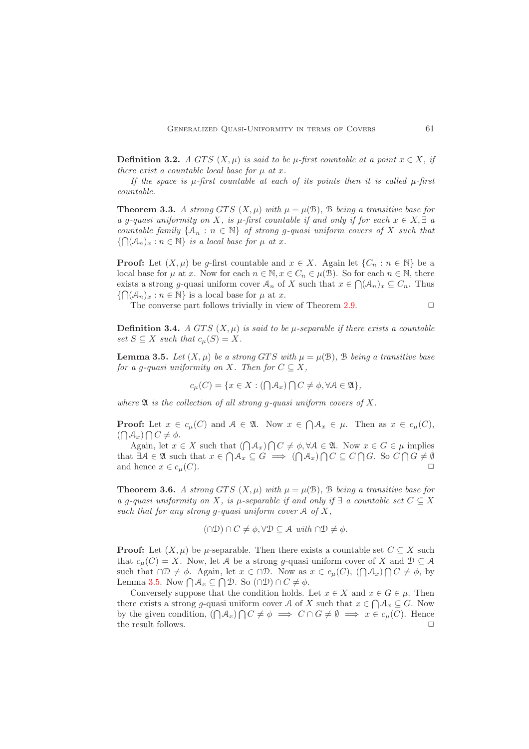**Definition 3.2.** *A GTS $(X, \mu)$ is said to be $\mu$-first countable at a point $x \in X$, if there exist a countable local base for $\mu$ at $x$.*

*If the space is $\mu$-first countable at each of its points then it is called $\mu$-first countable.*

**Theorem 3.3.** *A strong GTS $(X, \mu)$ with $\mu = \mu(\mathcal{B})$, $\mathcal{B}$ being a transitive base for a g-quasi uniformity on $X$, is $\mu$-first countable if and only if for each $x \in X, \exists$ a countable family $\{\mathcal{A}_n : n \in \mathbb{N}\}$ of strong g-quasi uniform covers of $X$ such that $\{\bigcap(\mathcal{A}_n)_x : n \in \mathbb{N}\}$ is a local base for $\mu$ at $x$.*

**Proof:** Let $(X, \mu)$ be $g$-first countable and $x \in X$. Again let $\{C_n : n \in \mathbb{N}\}$ be a local base for $\mu$ at $x$. Now for each $n \in \mathbb{N}, x \in C_n \in \mu(\mathcal{B})$. So for each $n \in \mathbb{N}$, there exists a strong $g$-quasi uniform cover $\mathcal{A}_n$ of $X$ such that $x \in \bigcap(\mathcal{A}_n)_x \subseteq C_n$. Thus $\{\bigcap(\mathcal{A}_n)_x : n \in \mathbb{N}\}$ is a local base for $\mu$ at $x$.

The converse part follows trivially in view of Theorem 2.9. □

**Definition 3.4.** *A GTS $(X, \mu)$ is said to be $\mu$-separable if there exists a countable set $S \subseteq X$ such that $c_\mu(S) = X$.*

**Lemma 3.5.** *Let $(X, \mu)$ be a strong GTS with $\mu = \mu(\mathcal{B})$, $\mathcal{B}$ being a transitive base for a g-quasi uniformity on $X$. Then for $C \subseteq X$,*

$$c_\mu(C) = \{x \in X : (\bigcap \mathcal{A}_x) \bigcap C \neq \phi, \forall \mathcal{A} \in \mathfrak{A}\},$$

*where $\mathfrak{A}$ is the collection of all strong g-quasi uniform covers of $X$.*

**Proof:** Let $x \in c_\mu(C)$ and $\mathcal{A} \in \mathfrak{A}$. Now $x \in \bigcap \mathcal{A}_x \in \mu$. Then as $x \in c_\mu(C)$, $(\bigcap \mathcal{A}_x) \bigcap C \neq \phi$.

Again, let $x \in X$ such that $(\bigcap \mathcal{A}_x) \bigcap C \neq \phi, \forall \mathcal{A} \in \mathfrak{A}$. Now $x \in G \in \mu$ implies that $\exists \mathcal{A} \in \mathfrak{A}$ such that $x \in \bigcap \mathcal{A}_x \subseteq G \implies (\bigcap \mathcal{A}_x) \bigcap C \subseteq C \bigcap G$. So $C \bigcap G \neq \emptyset$ and hence $x \in c_\mu(C)$. □

**Theorem 3.6.** *A strong GTS $(X, \mu)$ with $\mu = \mu(\mathcal{B})$, $\mathcal{B}$ being a transitive base for a g-quasi uniformity on $X$, is $\mu$-separable if and only if $\exists$ a countable set $C \subseteq X$ such that for any strong g-quasi uniform cover $\mathcal{A}$ of $X$,*

$$(\cap \mathcal{D}) \cap C \neq \phi, \forall \mathcal{D} \subseteq \mathcal{A} \text{ with } \cap \mathcal{D} \neq \phi.$$

**Proof:** Let $(X, \mu)$ be $\mu$-separable. Then there exists a countable set $C \subseteq X$ such that $c_\mu(C) = X$. Now, let $\mathcal{A}$ be a strong $g$-quasi uniform cover of $X$ and $\mathcal{D} \subseteq \mathcal{A}$ such that $\cap \mathcal{D} \neq \phi$. Again, let $x \in \cap \mathcal{D}$. Now as $x \in c_\mu(C)$, $(\bigcap \mathcal{A}_x) \bigcap C \neq \phi$, by Lemma 3.5. Now $\bigcap \mathcal{A}_x \subseteq \bigcap \mathcal{D}$. So $(\cap \mathcal{D}) \cap C \neq \phi$.

Conversely suppose that the condition holds. Let $x \in X$ and $x \in G \in \mu$. Then there exists a strong $g$-quasi uniform cover $\mathcal{A}$ of $X$ such that $x \in \bigcap \mathcal{A}_x \subseteq G$. Now by the given condition, $(\bigcap \mathcal{A}_x) \bigcap C \neq \phi \implies C \cap G \neq \emptyset \implies x \in c_\mu(C)$. Hence the result follows. □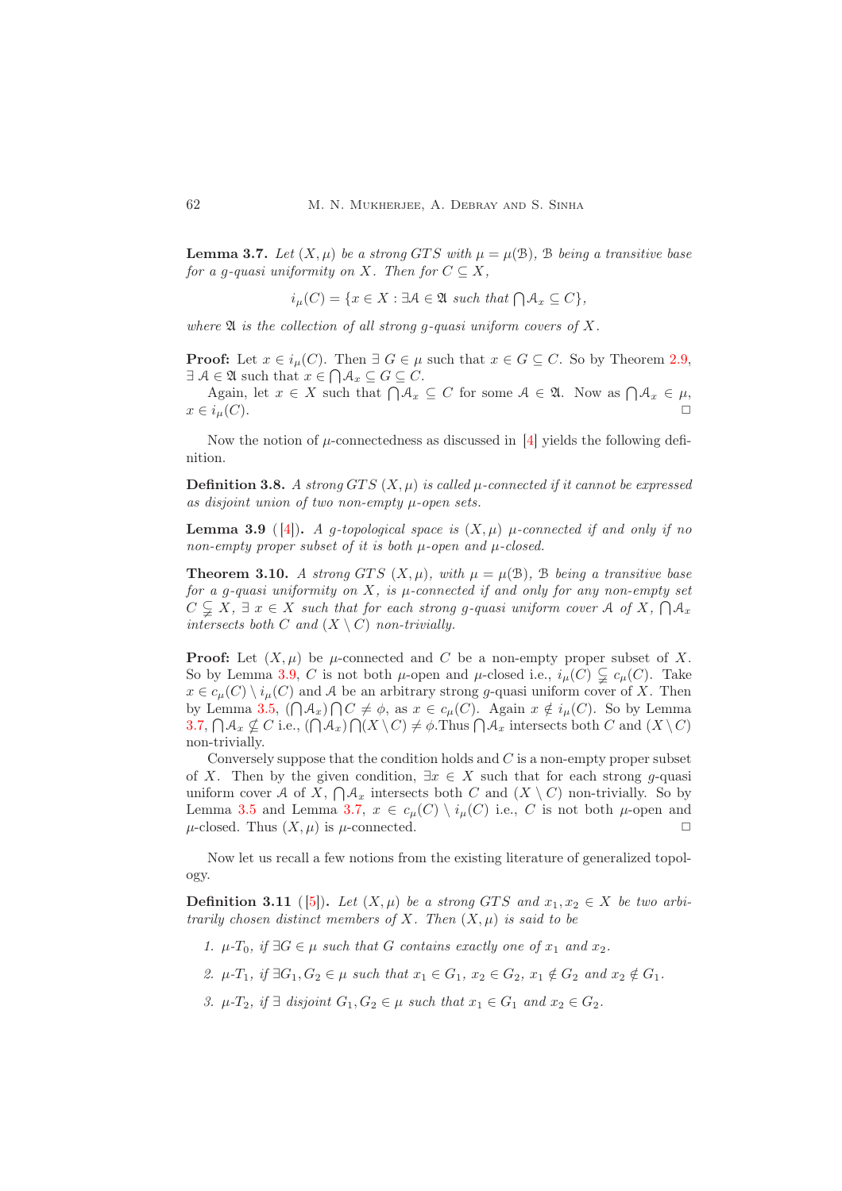**Lemma 3.7.** *Let $(X, \mu)$ be a strong GTS with $\mu = \mu(\mathcal{B})$, $\mathcal{B}$ being a transitive base for a g-quasi uniformity on $X$. Then for $C \subseteq X$,*

$$i_\mu(C) = \{x \in X : \exists \mathcal{A} \in \mathfrak{A} \text{ such that } \bigcap \mathcal{A}_x \subseteq C\},$$

*where $\mathfrak{A}$ is the collection of all strong g-quasi uniform covers of $X$.*

**Proof:** Let $x \in i_\mu(C)$. Then $\exists\ G \in \mu$ such that $x \in G \subseteq C$. So by Theorem 2.9, $\exists\ \mathcal{A} \in \mathfrak{A}$ such that $x \in \bigcap \mathcal{A}_x \subseteq G \subseteq C$.

Again, let $x \in X$ such that $\bigcap \mathcal{A}_x \subseteq C$ for some $\mathcal{A} \in \mathfrak{A}$. Now as $\bigcap \mathcal{A}_x \in \mu$, $x \in i_\mu(C)$. □

Now the notion of $\mu$-connectedness as discussed in [4] yields the following definition.

**Definition 3.8.** *A strong GTS $(X, \mu)$ is called $\mu$-connected if it cannot be expressed as disjoint union of two non-empty $\mu$-open sets.*

**Lemma 3.9** ([4])**.** *A g-topological space is $(X, \mu)$ $\mu$-connected if and only if no non-empty proper subset of it is both $\mu$-open and $\mu$-closed.*

**Theorem 3.10.** *A strong GTS $(X, \mu)$, with $\mu = \mu(\mathcal{B})$, $\mathcal{B}$ being a transitive base for a g-quasi uniformity on $X$, is $\mu$-connected if and only for any non-empty set $C \subsetneqq X$, $\exists\ x \in X$ such that for each strong g-quasi uniform cover $\mathcal{A}$ of $X$, $\bigcap \mathcal{A}_x$ intersects both $C$ and $(X \setminus C)$ non-trivially.*

**Proof:** Let $(X, \mu)$ be $\mu$-connected and $C$ be a non-empty proper subset of $X$. So by Lemma 3.9, $C$ is not both $\mu$-open and $\mu$-closed i.e., $i_\mu(C) \subsetneqq c_\mu(C)$. Take $x \in c_\mu(C) \setminus i_\mu(C)$ and $\mathcal{A}$ be an arbitrary strong $g$-quasi uniform cover of $X$. Then by Lemma 3.5, $(\bigcap \mathcal{A}_x) \bigcap C \neq \phi$, as $x \in c_\mu(C)$. Again $x \notin i_\mu(C)$. So by Lemma 3.7, $\bigcap \mathcal{A}_x \nsubseteq C$ i.e., $(\bigcap \mathcal{A}_x) \bigcap (X \setminus C) \neq \phi$.Thus $\bigcap \mathcal{A}_x$ intersects both $C$ and $(X \setminus C)$ non-trivially.

Conversely suppose that the condition holds and $C$ is a non-empty proper subset of $X$. Then by the given condition, $\exists x \in X$ such that for each strong $g$-quasi uniform cover $\mathcal{A}$ of $X$, $\bigcap \mathcal{A}_x$ intersects both $C$ and $(X \setminus C)$ non-trivially. So by Lemma 3.5 and Lemma 3.7, $x \in c_\mu(C) \setminus i_\mu(C)$ i.e., $C$ is not both $\mu$-open and $\mu$-closed. Thus $(X, \mu)$ is $\mu$-connected. □

Now let us recall a few notions from the existing literature of generalized topology.

**Definition 3.11** ([5])**.** *Let $(X, \mu)$ be a strong GTS and $x_1, x_2 \in X$ be two arbitrarily chosen distinct members of $X$. Then $(X, \mu)$ is said to be*

1. *$\mu$-$T_0$, if $\exists G \in \mu$ such that $G$ contains exactly one of $x_1$ and $x_2$.*
2. *$\mu$-$T_1$, if $\exists G_1, G_2 \in \mu$ such that $x_1 \in G_1$, $x_2 \in G_2$, $x_1 \notin G_2$ and $x_2 \notin G_1$.*
3. *$\mu$-$T_2$, if $\exists$ disjoint $G_1, G_2 \in \mu$ such that $x_1 \in G_1$ and $x_2 \in G_2$.*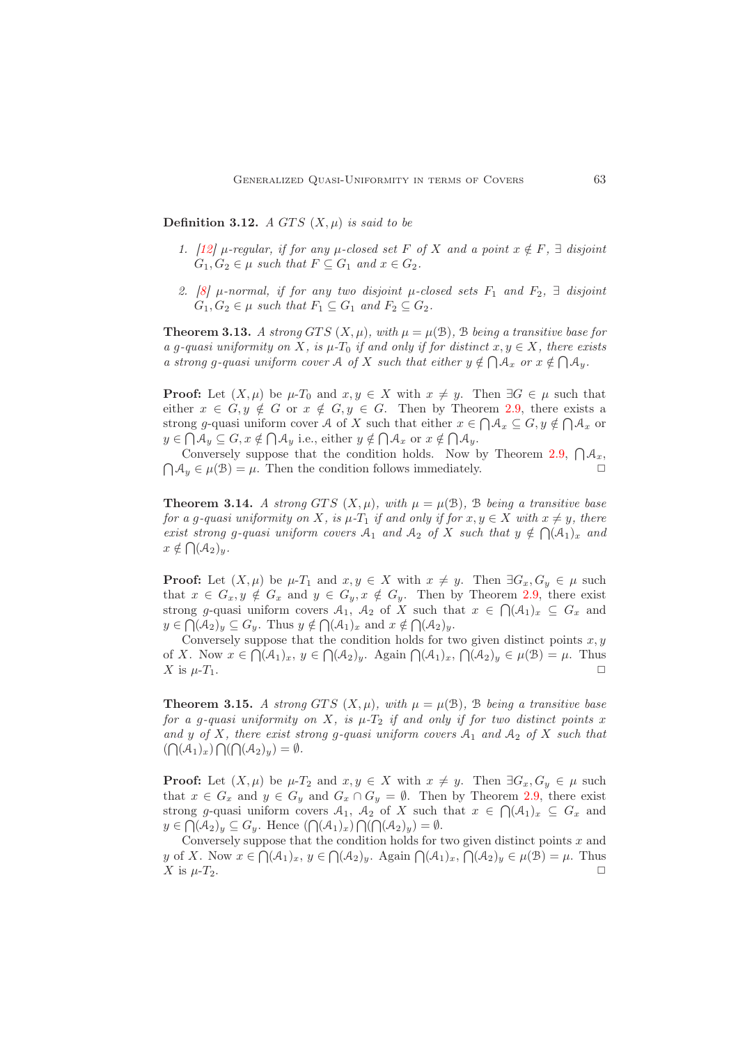**Definition 3.12.** *A GTS $(X, \mu)$ is said to be*

1. *[12] $\mu$-regular, if for any $\mu$-closed set $F$ of $X$ and a point $x \notin F$, $\exists$ disjoint $G_1, G_2 \in \mu$ such that $F \subseteq G_1$ and $x \in G_2$.*
2. *[8] $\mu$-normal, if for any two disjoint $\mu$-closed sets $F_1$ and $F_2$, $\exists$ disjoint $G_1, G_2 \in \mu$ such that $F_1 \subseteq G_1$ and $F_2 \subseteq G_2$.*

**Theorem 3.13.** *A strong GTS $(X, \mu)$, with $\mu = \mu(\mathcal{B})$, $\mathcal{B}$ being a transitive base for a g-quasi uniformity on $X$, is $\mu$-$T_0$ if and only if for distinct $x, y \in X$, there exists a strong g-quasi uniform cover $\mathcal{A}$ of $X$ such that either $y \notin \bigcap \mathcal{A}_x$ or $x \notin \bigcap \mathcal{A}_y$.*

**Proof:** Let $(X, \mu)$ be $\mu$-$T_0$ and $x, y \in X$ with $x \neq y$. Then $\exists G \in \mu$ such that either $x \in G, y \notin G$ or $x \notin G, y \in G$. Then by Theorem 2.9, there exists a strong $g$-quasi uniform cover $\mathcal{A}$ of $X$ such that either $x \in \bigcap \mathcal{A}_x \subseteq G, y \notin \bigcap \mathcal{A}_x$ or $y \in \bigcap \mathcal{A}_y \subseteq G, x \notin \bigcap \mathcal{A}_y$ i.e., either $y \notin \bigcap \mathcal{A}_x$ or $x \notin \bigcap \mathcal{A}_y$.

Conversely suppose that the condition holds. Now by Theorem 2.9, $\bigcap \mathcal{A}_x$, $\bigcap \mathcal{A}_y \in \mu(\mathcal{B}) = \mu$. Then the condition follows immediately. □

**Theorem 3.14.** *A strong GTS $(X, \mu)$, with $\mu = \mu(\mathcal{B})$, $\mathcal{B}$ being a transitive base for a g-quasi uniformity on $X$, is $\mu$-$T_1$ if and only if for $x, y \in X$ with $x \neq y$, there exist strong g-quasi uniform covers $\mathcal{A}_1$ and $\mathcal{A}_2$ of $X$ such that $y \notin \bigcap (\mathcal{A}_1)_x$ and $x \notin \bigcap (\mathcal{A}_2)_y$.*

**Proof:** Let $(X, \mu)$ be $\mu$-$T_1$ and $x, y \in X$ with $x \neq y$. Then $\exists G_x, G_y \in \mu$ such that $x \in G_x, y \notin G_x$ and $y \in G_y, x \notin G_y$. Then by Theorem 2.9, there exist strong $g$-quasi uniform covers $\mathcal{A}_1$, $\mathcal{A}_2$ of $X$ such that $x \in \bigcap (\mathcal{A}_1)_x \subseteq G_x$ and $y \in \bigcap (\mathcal{A}_2)_y \subseteq G_y$. Thus $y \notin \bigcap (\mathcal{A}_1)_x$ and $x \notin \bigcap (\mathcal{A}_2)_y$.

Conversely suppose that the condition holds for two given distinct points $x, y$ of $X$. Now $x \in \bigcap (\mathcal{A}_1)_x$, $y \in \bigcap (\mathcal{A}_2)_y$. Again $\bigcap (\mathcal{A}_1)_x, \bigcap (\mathcal{A}_2)_y \in \mu(\mathcal{B}) = \mu$. Thus $X$ is $\mu$-$T_1$. □

**Theorem 3.15.** *A strong GTS $(X, \mu)$, with $\mu = \mu(\mathcal{B})$, $\mathcal{B}$ being a transitive base for a g-quasi uniformity on $X$, is $\mu$-$T_2$ if and only if for two distinct points $x$ and $y$ of $X$, there exist strong g-quasi uniform covers $\mathcal{A}_1$ and $\mathcal{A}_2$ of $X$ such that $(\bigcap (\mathcal{A}_1)_x) \bigcap (\bigcap (\mathcal{A}_2)_y) = \emptyset$.*

**Proof:** Let $(X, \mu)$ be $\mu$-$T_2$ and $x, y \in X$ with $x \neq y$. Then $\exists G_x, G_y \in \mu$ such that $x \in G_x$ and $y \in G_y$ and $G_x \cap G_y = \emptyset$. Then by Theorem 2.9, there exist strong $g$-quasi uniform covers $\mathcal{A}_1$, $\mathcal{A}_2$ of $X$ such that $x \in \bigcap (\mathcal{A}_1)_x \subseteq G_x$ and $y \in \bigcap (\mathcal{A}_2)_y \subseteq G_y$. Hence $(\bigcap (\mathcal{A}_1)_x) \bigcap (\bigcap (\mathcal{A}_2)_y) = \emptyset$.

Conversely suppose that the condition holds for two given distinct points $x$ and $y$ of $X$. Now $x \in \bigcap (\mathcal{A}_1)_x$, $y \in \bigcap (\mathcal{A}_2)_y$. Again $\bigcap (\mathcal{A}_1)_x, \bigcap (\mathcal{A}_2)_y \in \mu(\mathcal{B}) = \mu$. Thus $X$ is $\mu$-$T_2$. □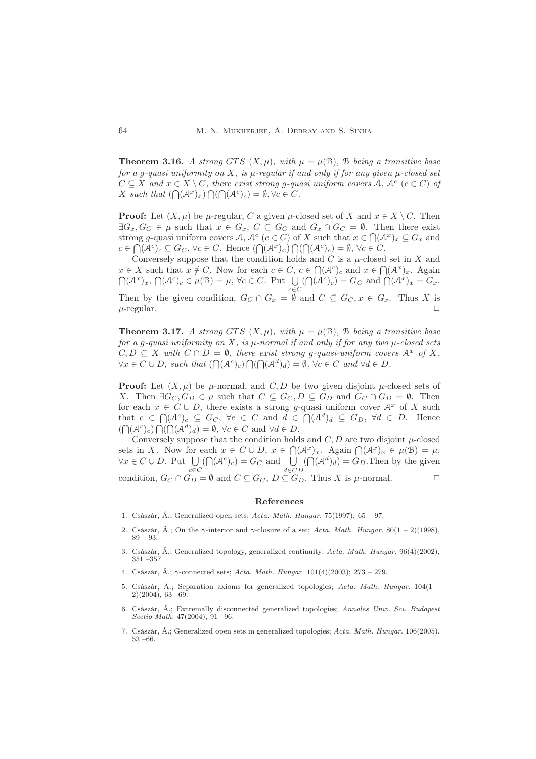**Theorem 3.16.** *A strong $GTS$ $(X, \mu)$, with $\mu = \mu(\mathcal{B})$, $\mathcal{B}$ being a transitive base for a g-quasi uniformity on $X$, is $\mu$-regular if and only if for any given $\mu$-closed set $C \subseteq X$ and $x \in X \setminus C$, there exist strong g-quasi uniform covers $\mathcal{A}$, $\mathcal{A}^c$ $(c \in C)$ of $X$ such that $(\bigcap(\mathcal{A}^x)_x) \bigcap(\bigcap(\mathcal{A}^c)_c) = \emptyset, \forall c \in C$.*

**Proof:** Let $(X, \mu)$ be $\mu$-regular, $C$ a given $\mu$-closed set of $X$ and $x \in X \setminus C$. Then $\exists G_x, G_C \in \mu$ such that $x \in G_x$, $C \subseteq G_C$ and $G_x \cap G_C = \emptyset$. Then there exist strong $g$-quasi uniform covers $\mathcal{A}$, $\mathcal{A}^c$ $(c \in C)$ of $X$ such that $x \in \bigcap(\mathcal{A}^x)_x \subseteq G_x$ and $c \in \bigcap(\mathcal{A}^c)_c \subseteq G_C$, $\forall c \in C$. Hence $(\bigcap(\mathcal{A}^x)_x) \bigcap(\bigcap(\mathcal{A}^c)_c) = \emptyset$, $\forall c \in C$.

Conversely suppose that the condition holds and $C$ is a $\mu$-closed set in $X$ and $x \in X$ such that $x \notin C$. Now for each $c \in C$, $c \in \bigcap(\mathcal{A}^c)_c$ and $x \in \bigcap(\mathcal{A}^x)_x$. Again $\bigcap(\mathcal{A}^x)_x$, $\bigcap(\mathcal{A}^c)_c \in \mu(\mathcal{B}) = \mu$, $\forall c \in C$. Put $\bigcup\limits_{c \in C}(\bigcap(\mathcal{A}^c)_c) = G_C$ and $\bigcap(\mathcal{A}^x)_x = G_x$. Then by the given condition, $G_C \cap G_x = \emptyset$ and $C \subseteq G_C, x \in G_x$. Thus $X$ is $\mu$-regular. $\square$

**Theorem 3.17.** *A strong $GTS$ $(X, \mu)$, with $\mu = \mu(\mathcal{B})$, $\mathcal{B}$ being a transitive base for a g-quasi uniformity on $X$, is $\mu$-normal if and only if for any two $\mu$-closed sets $C, D \subseteq X$ with $C \cap D = \emptyset$, there exist strong g-quasi-uniform covers $\mathcal{A}^x$ of $X$, $\forall x \in C \cup D$, such that $(\bigcap(\mathcal{A}^c)_c) \bigcap(\bigcap(\mathcal{A}^d)_d) = \emptyset$, $\forall c \in C$ and $\forall d \in D$.*

**Proof:** Let $(X, \mu)$ be $\mu$-normal, and $C, D$ be two given disjoint $\mu$-closed sets of $X$. Then $\exists G_C, G_D \in \mu$ such that $C \subseteq G_C, D \subseteq G_D$ and $G_C \cap G_D = \emptyset$. Then for each $x \in C \cup D$, there exists a strong $g$-quasi uniform cover $\mathcal{A}^x$ of $X$ such that $c \in \bigcap(\mathcal{A}^c)_c \subseteq G_C$, $\forall c \in C$ and $d \in \bigcap(\mathcal{A}^d)_d \subseteq G_D$, $\forall d \in D$. Hence $(\bigcap(\mathcal{A}^c)_c) \bigcap(\bigcap(\mathcal{A}^d)_d) = \emptyset$, $\forall c \in C$ and $\forall d \in D$.

Conversely suppose that the condition holds and $C, D$ are two disjoint $\mu$-closed sets in $X$. Now for each $x \in C \cup D$, $x \in \bigcap(\mathcal{A}^x)_x$. Again $\bigcap(\mathcal{A}^x)_x \in \mu(\mathcal{B}) = \mu$, $\forall x \in C \cup D$. Put $\bigcup\limits_{c \in C}(\bigcap(\mathcal{A}^c)_c) = G_C$ and $\bigcup\limits_{d \in CD}(\bigcap(\mathcal{A}^d)_d) = G_D$.Then by the given condition, $G_C \cap G_D = \emptyset$ and $C \subseteq G_C$, $D \subseteq G_D$. Thus $X$ is $\mu$-normal. $\square$

## References

1. Császár, Á.; Generalized open sets; *Acta. Math. Hungar.* 75(1997), 65 – 97.
2. Császár, Á.; On the $\gamma$-interior and $\gamma$-closure of a set; *Acta. Math. Hungar.* 80(1 – 2)(1998), 89 – 93.
3. Császár, Á.; Generalized topology, generalized continuity; *Acta. Math. Hungar.* 96(4)(2002), 351 –357.
4. Császár, Á.; $\gamma$-connected sets; *Acta. Math. Hungar.* 101(4)(2003); 273 – 279.
5. Császár, Á.; Separation axioms for generalized topologies; *Acta. Math. Hungar.* 104(1 – 2)(2004), 63 –69.
6. Császár, Á.; Extremally disconnected generalized topologies; *Annales Univ. Sci. Budapest Sectio Math.* 47(2004), 91 –96.
7. Császár, Á.; Generalized open sets in generalized topologies; *Acta. Math. Hungar.* 106(2005), 53 –66.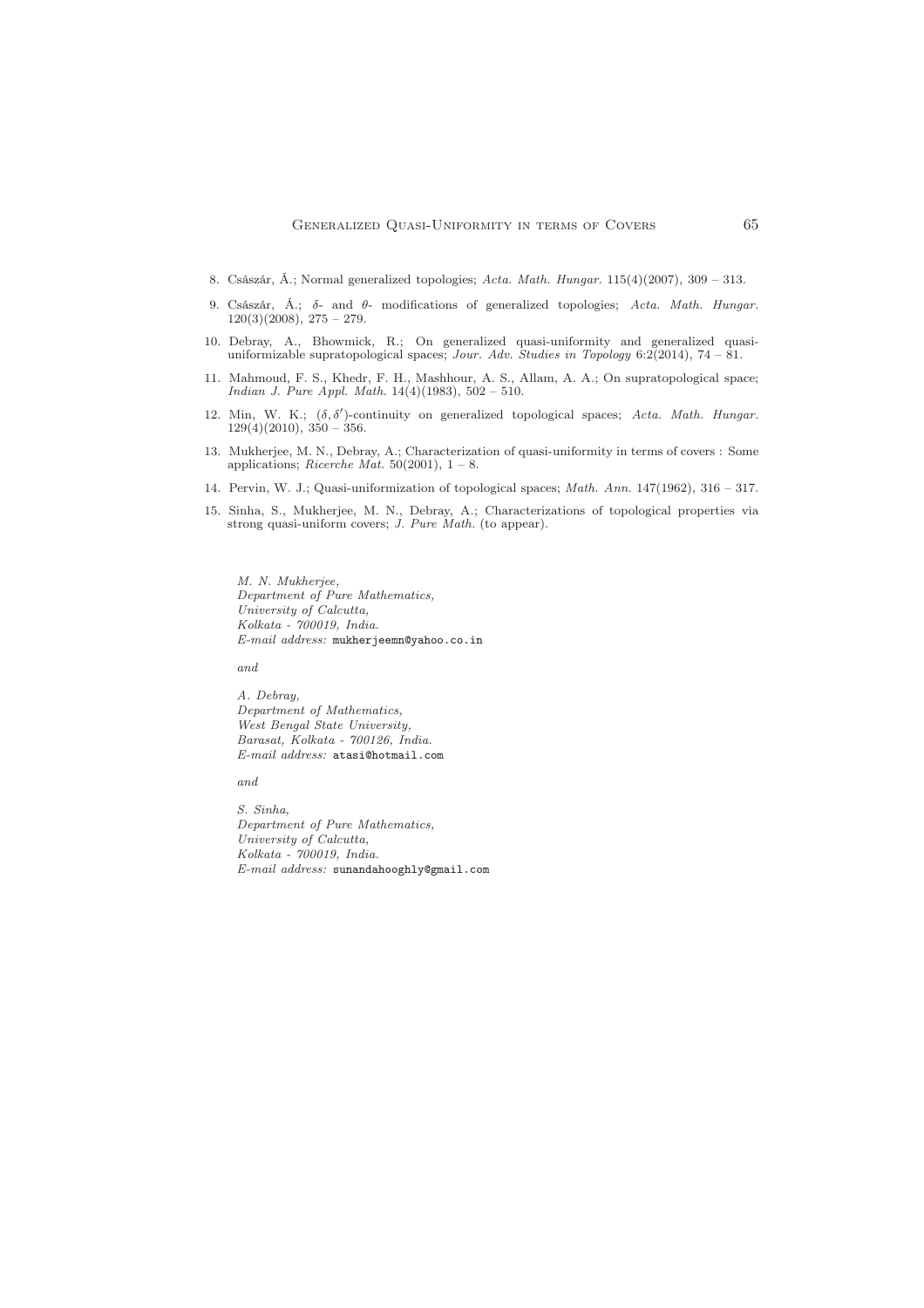8. Császár, Á.; Normal generalized topologies; *Acta. Math. Hungar.* 115(4)(2007), 309 – 313.

9. Császár, Á.; $\delta$- and $\theta$- modifications of generalized topologies; *Acta. Math. Hungar.* 120(3)(2008), 275 – 279.

10. Debray, A., Bhowmick, R.; On generalized quasi-uniformity and generalized quasi-uniformizable supratopological spaces; *Jour. Adv. Studies in Topology* 6:2(2014), 74 – 81.

11. Mahmoud, F. S., Khedr, F. H., Mashhour, A. S., Allam, A. A.; On supratopological space; *Indian J. Pure Appl. Math.* 14(4)(1983), 502 – 510.

12. Min, W. K.; $(\delta, \delta')$-continuity on generalized topological spaces; *Acta. Math. Hungar.* 129(4)(2010), 350 – 356.

13. Mukherjee, M. N., Debray, A.; Characterization of quasi-uniformity in terms of covers : Some applications; *Ricerche Mat.* 50(2001), 1 – 8.

14. Pervin, W. J.; Quasi-uniformization of topological spaces; *Math. Ann.* 147(1962), 316 – 317.

15. Sinha, S., Mukherjee, M. N., Debray, A.; Characterizations of topological properties via strong quasi-uniform covers; *J. Pure Math.* (to appear).

*M. N. Mukherjee,*
*Department of Pure Mathematics,*
*University of Calcutta,*
*Kolkata - 700019, India.*
*E-mail address:* mukherjeemn@yahoo.co.in

*and*

*A. Debray,*
*Department of Mathematics,*
*West Bengal State University,*
*Barasat, Kolkata - 700126, India.*
*E-mail address:* atasi@hotmail.com

*and*

*S. Sinha,*
*Department of Pure Mathematics,*
*University of Calcutta,*
*Kolkata - 700019, India.*
*E-mail address:* sunandahooghly@gmail.com